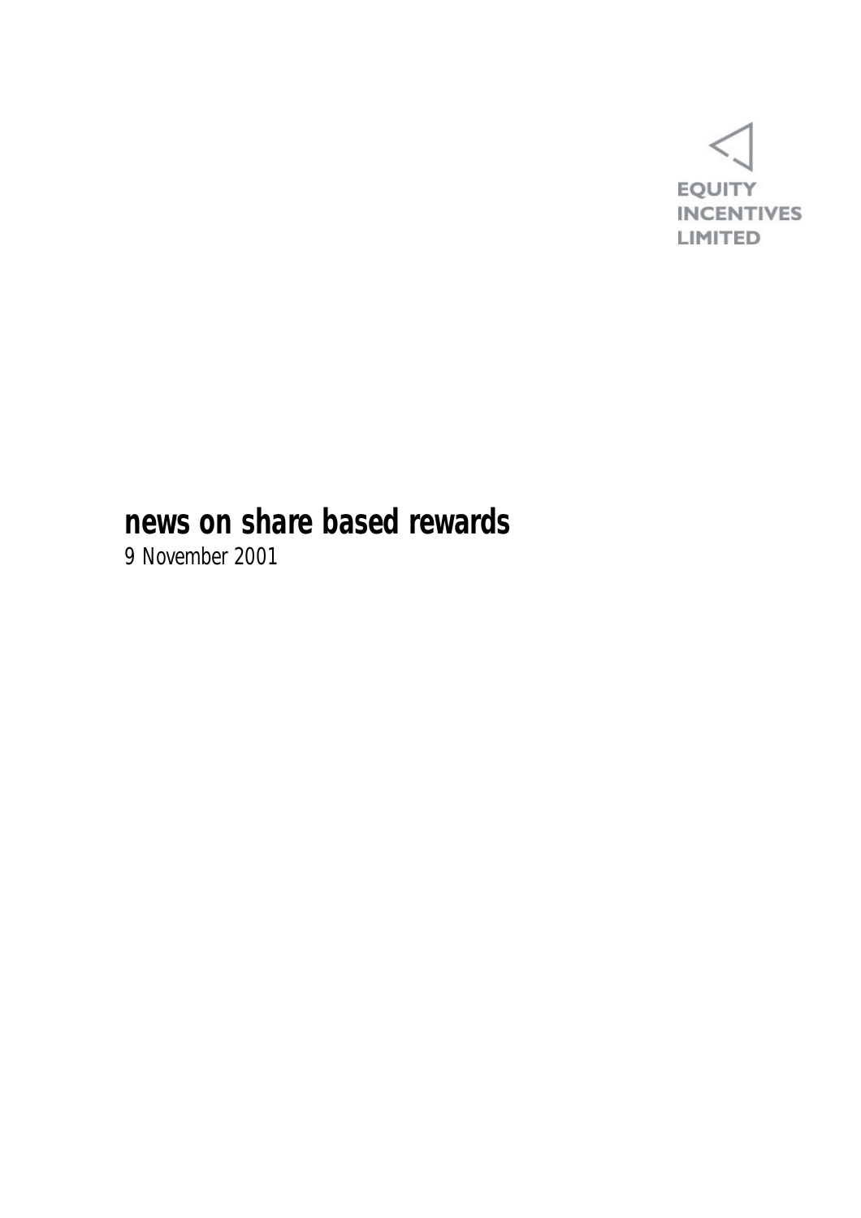EQUITY INCENTIVES LIMITED

# news on share based rewards

*9 November 2001*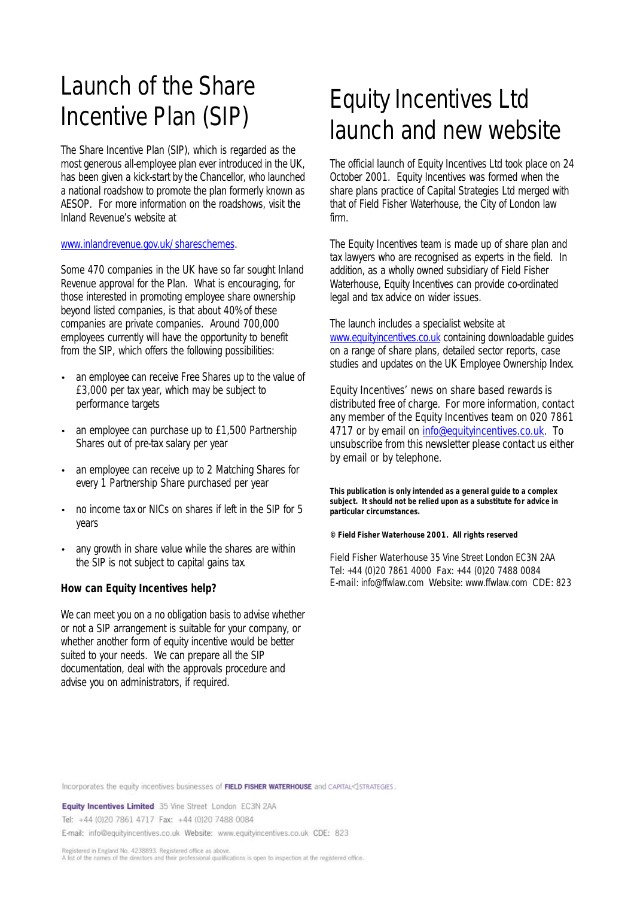# Launch of the Share Incentive Plan (SIP)

The Share Incentive Plan (SIP), which is regarded as the most generous all-employee plan ever introduced in the UK, has been given a kick-start by the Chancellor, who launched a national roadshow to promote the plan formerly known as AESOP. For more information on the roadshows, visit the Inland Revenue's website at

www.inlandrevenue.gov.uk/shareschemes.

Some 470 companies in the UK have so far sought Inland Revenue approval for the Plan. What is encouraging, for those interested in promoting employee share ownership beyond listed companies, is that about 40% of these companies are private companies. Around 700,000 employees currently will have the opportunity to benefit from the SIP, which offers the following possibilities:

- an employee can receive Free Shares up to the value of £3,000 per tax year, which may be subject to performance targets
- an employee can purchase up to £1,500 Partnership Shares out of pre-tax salary per year
- an employee can receive up to 2 Matching Shares for every 1 Partnership Share purchased per year
- no income tax or NICs on shares if left in the SIP for 5 years
- any growth in share value while the shares are within the SIP is not subject to capital gains tax.

### How can Equity Incentives help?

We can meet you on a no obligation basis to advise whether or not a SIP arrangement is suitable for your company, or whether another form of equity incentive would be better suited to your needs. We can prepare all the SIP documentation, deal with the approvals procedure and advise you on administrators, if required.

# Equity Incentives Ltd launch and new website

The official launch of Equity Incentives Ltd took place on 24 October 2001. Equity Incentives was formed when the share plans practice of Capital Strategies Ltd merged with that of Field Fisher Waterhouse, the City of London law firm.

The Equity Incentives team is made up of share plan and tax lawyers who are recognised as experts in the field. In addition, as a wholly owned subsidiary of Field Fisher Waterhouse, Equity Incentives can provide co-ordinated legal and tax advice on wider issues.

The launch includes a specialist website at www.equityincentives.co.uk containing downloadable guides on a range of share plans, detailed sector reports, case studies and updates on the UK Employee Ownership Index.

Equity Incentives' news on share based rewards is distributed free of charge. For more information, contact any member of the Equity Incentives team on 020 7861 4717 or by email on info@equityincentives.co.uk. To unsubscribe from this newsletter please contact us either by email or by telephone.

**This publication is only intended as a general guide to a complex subject. It should not be relied upon as a substitute for advice in particular circumstances.**

**© Field Fisher Waterhouse 2001. All rights reserved**

Field Fisher Waterhouse 35 Vine Street London EC3N 2AA
Tel: +44 (0)20 7861 4000 Fax: +44 (0)20 7488 0084
E-mail: info@ffwlaw.com Website: www.ffwlaw.com CDE: 823

Incorporates the equity incentives businesses of **FIELD FISHER WATERHOUSE** and CAPITAL STRATEGIES.

**Equity Incentives Limited** 35 Vine Street London EC3N 2AA
Tel: +44 (0)20 7861 4717 Fax: +44 (0)20 7488 0084
E-mail: info@equityincentives.co.uk Website: www.equityincentives.co.uk CDE: 823

Registered in England No. 4238893. Registered office as above.
A list of the names of the directors and their professional qualifications is open to inspection at the registered office.